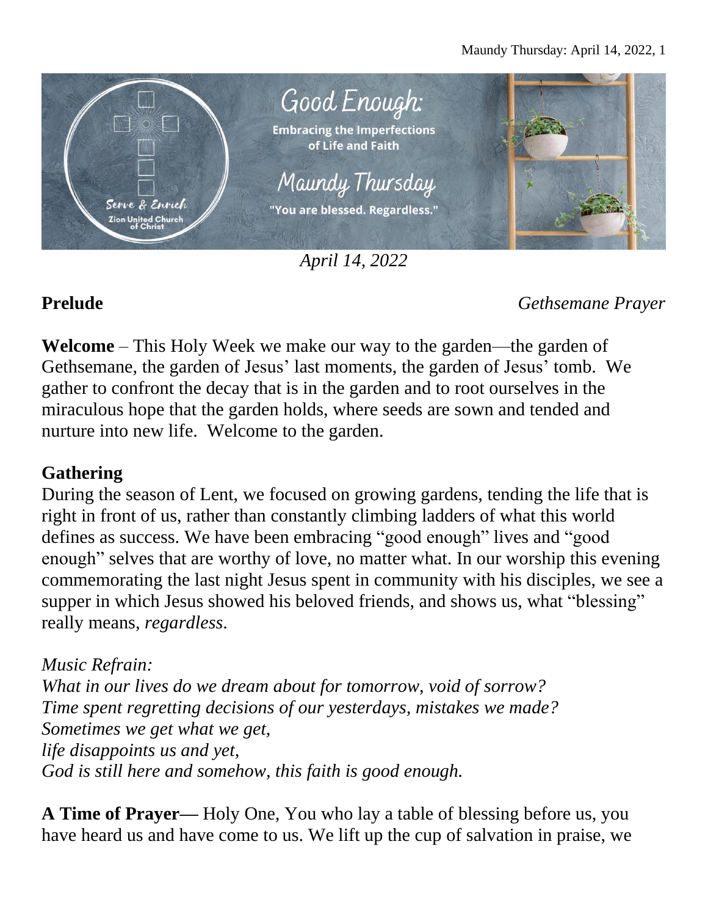Good Enough:

Embracing the Imperfections of Life and Faith

Maundy Thursday

"You are blessed. Regardless."

Serve & Enrich
Zion United Church of Christ

*April 14, 2022*

**Prelude** *Gethsemane Prayer*

**Welcome** – This Holy Week we make our way to the garden—the garden of Gethsemane, the garden of Jesus' last moments, the garden of Jesus' tomb. We gather to confront the decay that is in the garden and to root ourselves in the miraculous hope that the garden holds, where seeds are sown and tended and nurture into new life. Welcome to the garden.

**Gathering**

During the season of Lent, we focused on growing gardens, tending the life that is right in front of us, rather than constantly climbing ladders of what this world defines as success. We have been embracing "good enough" lives and "good enough" selves that are worthy of love, no matter what. In our worship this evening commemorating the last night Jesus spent in community with his disciples, we see a supper in which Jesus showed his beloved friends, and shows us, what "blessing" really means, *regardless*.

*Music Refrain:*
*What in our lives do we dream about for tomorrow, void of sorrow?*
*Time spent regretting decisions of our yesterdays, mistakes we made?*
*Sometimes we get what we get,*
*life disappoints us and yet,*
*God is still here and somehow, this faith is good enough.*

**A Time of Prayer—** Holy One, You who lay a table of blessing before us, you have heard us and have come to us. We lift up the cup of salvation in praise, we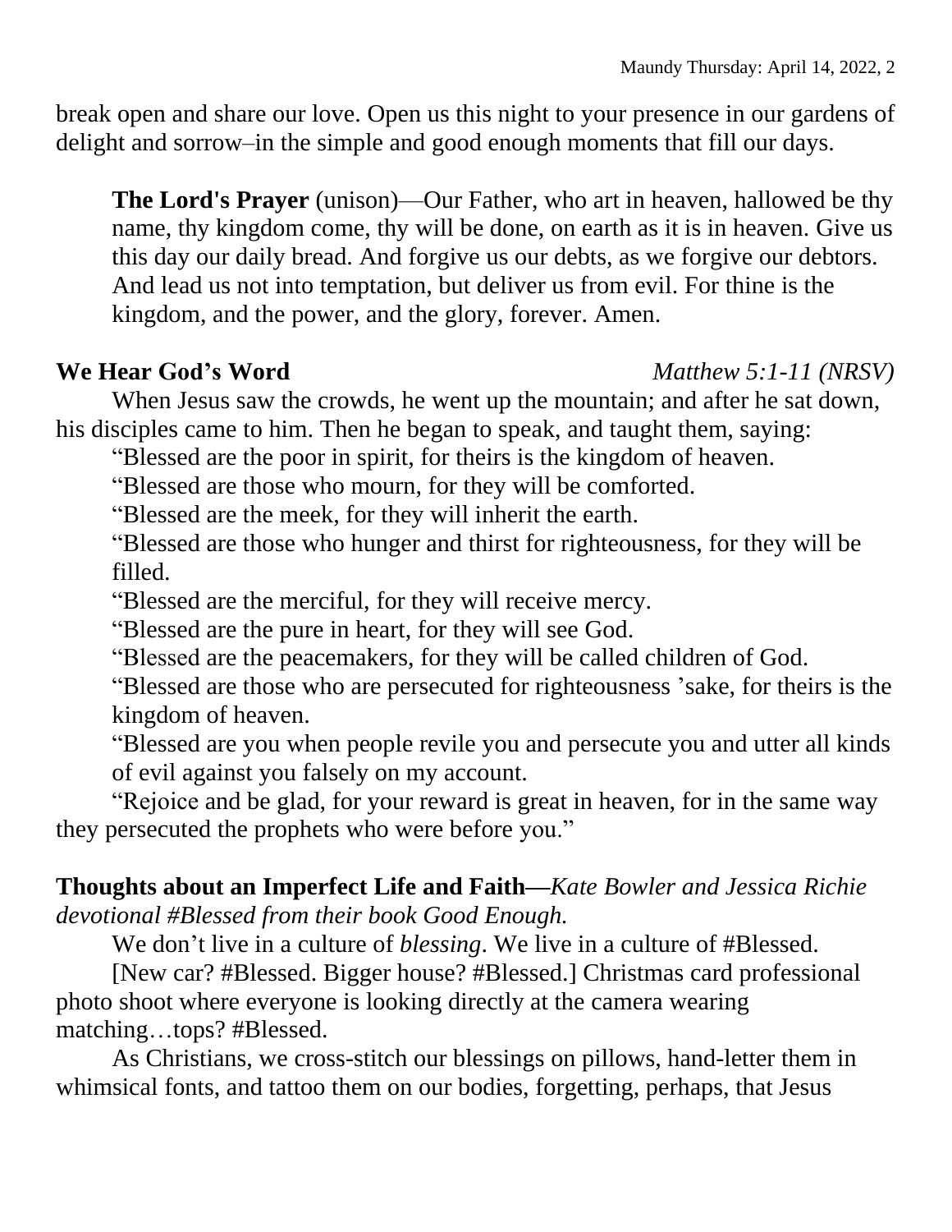break open and share our love. Open us this night to your presence in our gardens of delight and sorrow–in the simple and good enough moments that fill our days.

> **The Lord's Prayer** (unison)—Our Father, who art in heaven, hallowed be thy name, thy kingdom come, thy will be done, on earth as it is in heaven. Give us this day our daily bread. And forgive us our debts, as we forgive our debtors. And lead us not into temptation, but deliver us from evil. For thine is the kingdom, and the power, and the glory, forever. Amen.

**We Hear God's Word** *Matthew 5:1-11 (NRSV)*

When Jesus saw the crowds, he went up the mountain; and after he sat down, his disciples came to him. Then he began to speak, and taught them, saying:

"Blessed are the poor in spirit, for theirs is the kingdom of heaven.

"Blessed are those who mourn, for they will be comforted.

"Blessed are the meek, for they will inherit the earth.

"Blessed are those who hunger and thirst for righteousness, for they will be filled.

"Blessed are the merciful, for they will receive mercy.

"Blessed are the pure in heart, for they will see God.

"Blessed are the peacemakers, for they will be called children of God.

"Blessed are those who are persecuted for righteousness 'sake, for theirs is the kingdom of heaven.

"Blessed are you when people revile you and persecute you and utter all kinds of evil against you falsely on my account.

"Rejoice and be glad, for your reward is great in heaven, for in the same way they persecuted the prophets who were before you."

**Thoughts about an Imperfect Life and Faith—***Kate Bowler and Jessica Richie devotional #Blessed from their book Good Enough.*

We don't live in a culture of *blessing*. We live in a culture of #Blessed.

[New car? #Blessed. Bigger house? #Blessed.] Christmas card professional photo shoot where everyone is looking directly at the camera wearing matching…tops? #Blessed.

As Christians, we cross-stitch our blessings on pillows, hand-letter them in whimsical fonts, and tattoo them on our bodies, forgetting, perhaps, that Jesus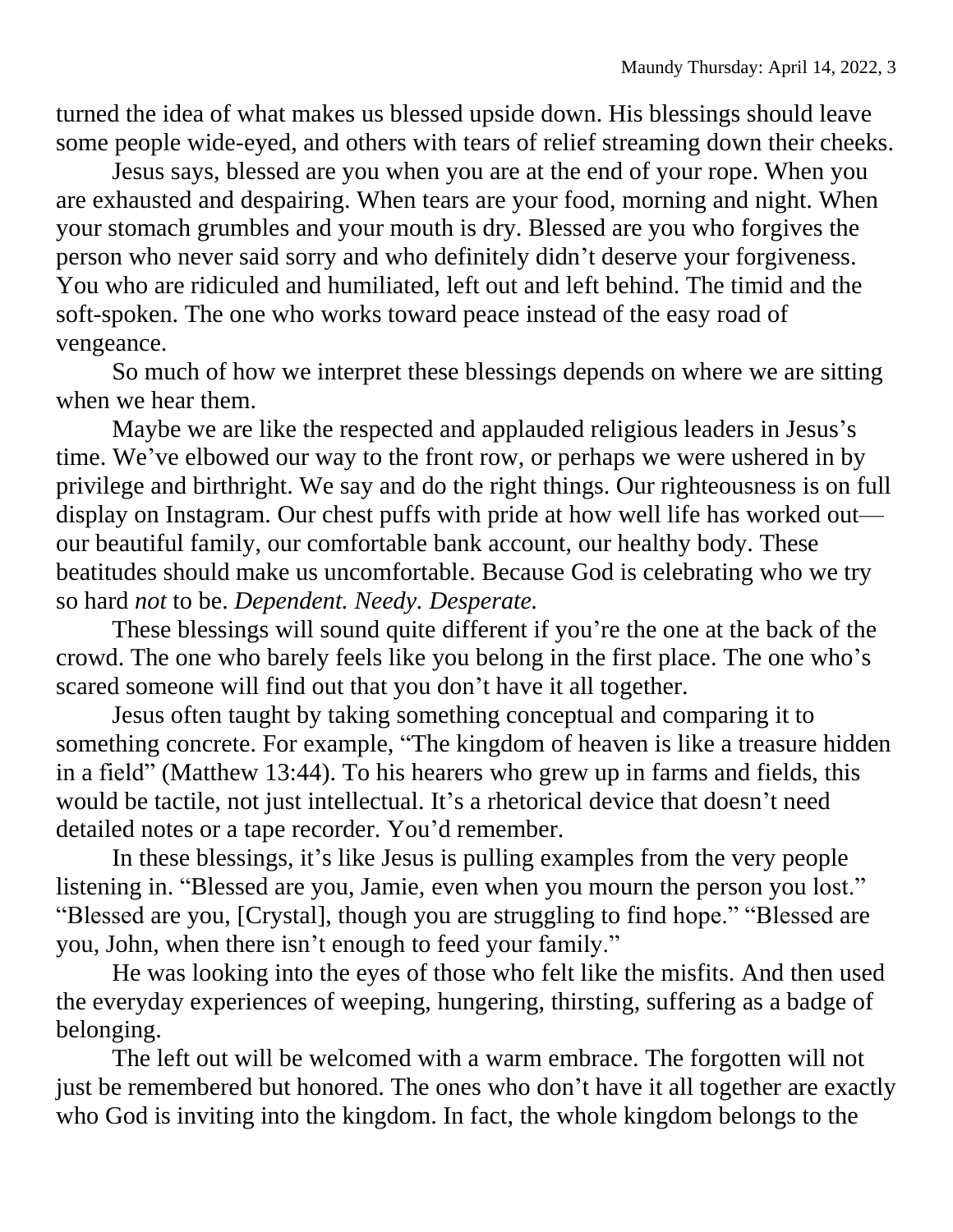turned the idea of what makes us blessed upside down. His blessings should leave some people wide-eyed, and others with tears of relief streaming down their cheeks.

Jesus says, blessed are you when you are at the end of your rope. When you are exhausted and despairing. When tears are your food, morning and night. When your stomach grumbles and your mouth is dry. Blessed are you who forgives the person who never said sorry and who definitely didn't deserve your forgiveness. You who are ridiculed and humiliated, left out and left behind. The timid and the soft-spoken. The one who works toward peace instead of the easy road of vengeance.

So much of how we interpret these blessings depends on where we are sitting when we hear them.

Maybe we are like the respected and applauded religious leaders in Jesus's time. We've elbowed our way to the front row, or perhaps we were ushered in by privilege and birthright. We say and do the right things. Our righteousness is on full display on Instagram. Our chest puffs with pride at how well life has worked out—our beautiful family, our comfortable bank account, our healthy body. These beatitudes should make us uncomfortable. Because God is celebrating who we try so hard *not* to be. *Dependent. Needy. Desperate.*

These blessings will sound quite different if you're the one at the back of the crowd. The one who barely feels like you belong in the first place. The one who's scared someone will find out that you don't have it all together.

Jesus often taught by taking something conceptual and comparing it to something concrete. For example, "The kingdom of heaven is like a treasure hidden in a field" (Matthew 13:44). To his hearers who grew up in farms and fields, this would be tactile, not just intellectual. It's a rhetorical device that doesn't need detailed notes or a tape recorder. You'd remember.

In these blessings, it's like Jesus is pulling examples from the very people listening in. "Blessed are you, Jamie, even when you mourn the person you lost." "Blessed are you, [Crystal], though you are struggling to find hope." "Blessed are you, John, when there isn't enough to feed your family."

He was looking into the eyes of those who felt like the misfits. And then used the everyday experiences of weeping, hungering, thirsting, suffering as a badge of belonging.

The left out will be welcomed with a warm embrace. The forgotten will not just be remembered but honored. The ones who don't have it all together are exactly who God is inviting into the kingdom. In fact, the whole kingdom belongs to the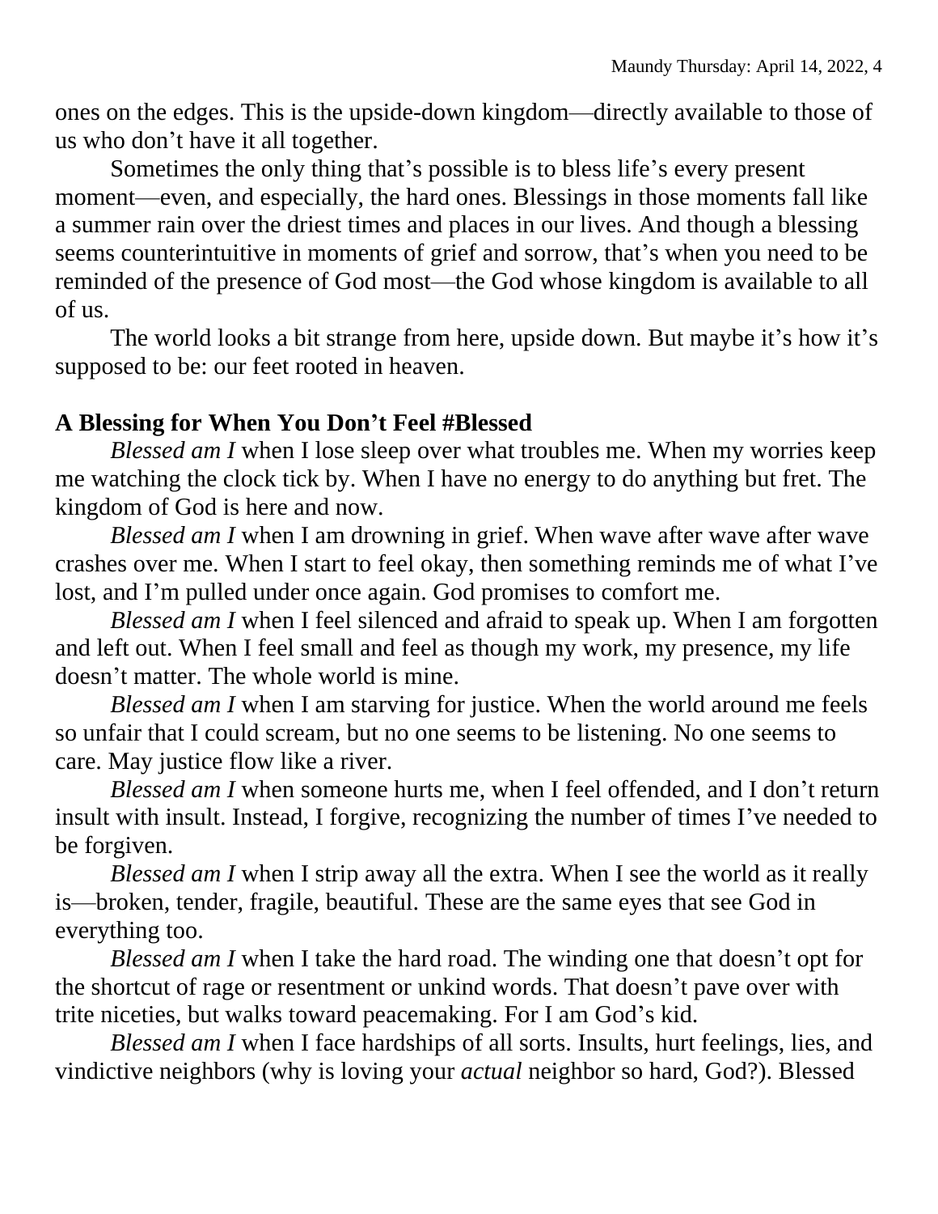ones on the edges. This is the upside-down kingdom—directly available to those of us who don't have it all together.

Sometimes the only thing that's possible is to bless life's every present moment—even, and especially, the hard ones. Blessings in those moments fall like a summer rain over the driest times and places in our lives. And though a blessing seems counterintuitive in moments of grief and sorrow, that's when you need to be reminded of the presence of God most—the God whose kingdom is available to all of us.

The world looks a bit strange from here, upside down. But maybe it's how it's supposed to be: our feet rooted in heaven.

**A Blessing for When You Don't Feel #Blessed**

*Blessed am I* when I lose sleep over what troubles me. When my worries keep me watching the clock tick by. When I have no energy to do anything but fret. The kingdom of God is here and now.

*Blessed am I* when I am drowning in grief. When wave after wave after wave crashes over me. When I start to feel okay, then something reminds me of what I've lost, and I'm pulled under once again. God promises to comfort me.

*Blessed am I* when I feel silenced and afraid to speak up. When I am forgotten and left out. When I feel small and feel as though my work, my presence, my life doesn't matter. The whole world is mine.

*Blessed am I* when I am starving for justice. When the world around me feels so unfair that I could scream, but no one seems to be listening. No one seems to care. May justice flow like a river.

*Blessed am I* when someone hurts me, when I feel offended, and I don't return insult with insult. Instead, I forgive, recognizing the number of times I've needed to be forgiven.

*Blessed am I* when I strip away all the extra. When I see the world as it really is—broken, tender, fragile, beautiful. These are the same eyes that see God in everything too.

*Blessed am I* when I take the hard road. The winding one that doesn't opt for the shortcut of rage or resentment or unkind words. That doesn't pave over with trite niceties, but walks toward peacemaking. For I am God's kid.

*Blessed am I* when I face hardships of all sorts. Insults, hurt feelings, lies, and vindictive neighbors (why is loving your *actual* neighbor so hard, God?). Blessed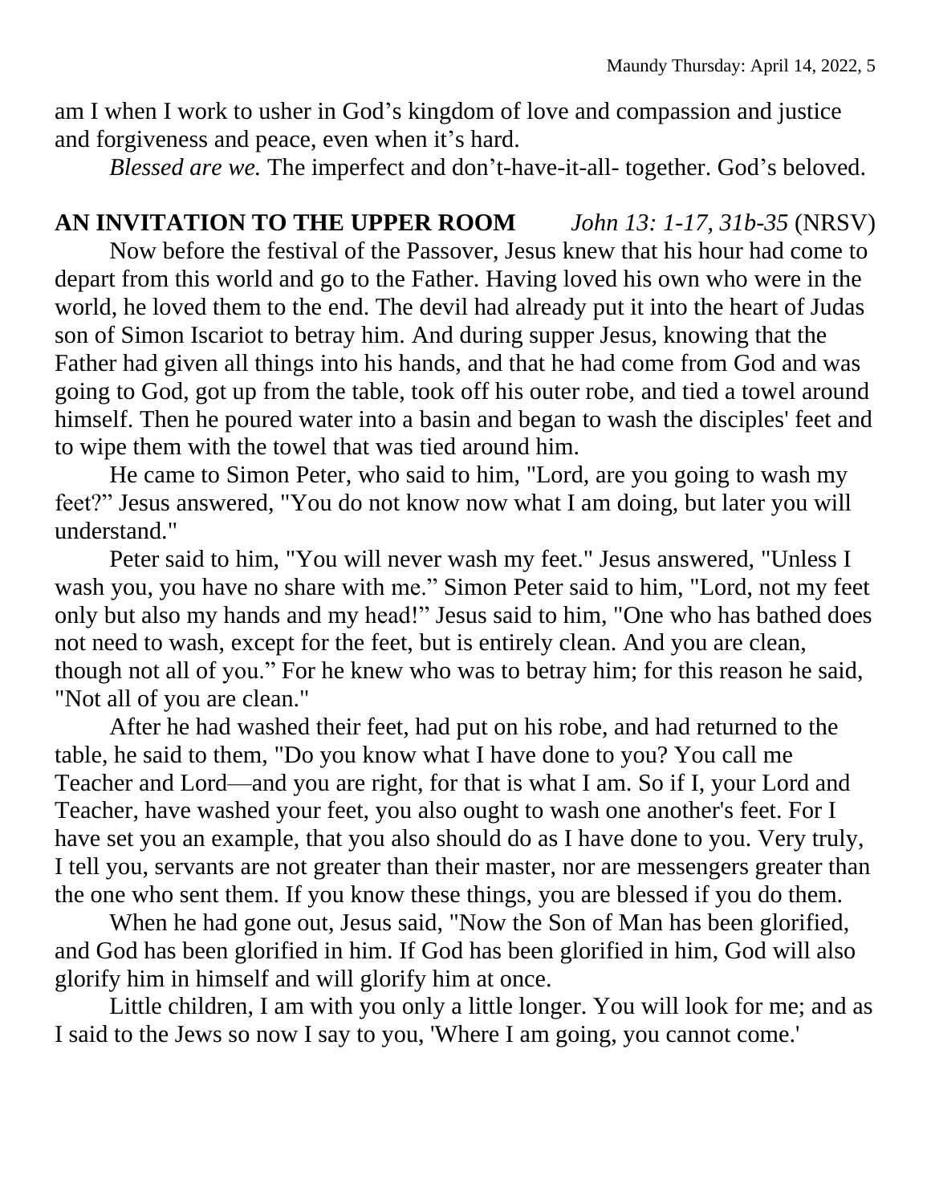am I when I work to usher in God's kingdom of love and compassion and justice and forgiveness and peace, even when it's hard.

*Blessed are we.* The imperfect and don't-have-it-all- together. God's beloved.

**AN INVITATION TO THE UPPER ROOM** *John 13: 1-17, 31b-35* (NRSV)

Now before the festival of the Passover, Jesus knew that his hour had come to depart from this world and go to the Father. Having loved his own who were in the world, he loved them to the end. The devil had already put it into the heart of Judas son of Simon Iscariot to betray him. And during supper Jesus, knowing that the Father had given all things into his hands, and that he had come from God and was going to God, got up from the table, took off his outer robe, and tied a towel around himself. Then he poured water into a basin and began to wash the disciples' feet and to wipe them with the towel that was tied around him.

He came to Simon Peter, who said to him, "Lord, are you going to wash my feet?" Jesus answered, "You do not know now what I am doing, but later you will understand."

Peter said to him, "You will never wash my feet." Jesus answered, "Unless I wash you, you have no share with me." Simon Peter said to him, "Lord, not my feet only but also my hands and my head!" Jesus said to him, "One who has bathed does not need to wash, except for the feet, but is entirely clean. And you are clean, though not all of you." For he knew who was to betray him; for this reason he said, "Not all of you are clean."

After he had washed their feet, had put on his robe, and had returned to the table, he said to them, "Do you know what I have done to you? You call me Teacher and Lord—and you are right, for that is what I am. So if I, your Lord and Teacher, have washed your feet, you also ought to wash one another's feet. For I have set you an example, that you also should do as I have done to you. Very truly, I tell you, servants are not greater than their master, nor are messengers greater than the one who sent them. If you know these things, you are blessed if you do them.

When he had gone out, Jesus said, "Now the Son of Man has been glorified, and God has been glorified in him. If God has been glorified in him, God will also glorify him in himself and will glorify him at once.

Little children, I am with you only a little longer. You will look for me; and as I said to the Jews so now I say to you, 'Where I am going, you cannot come.'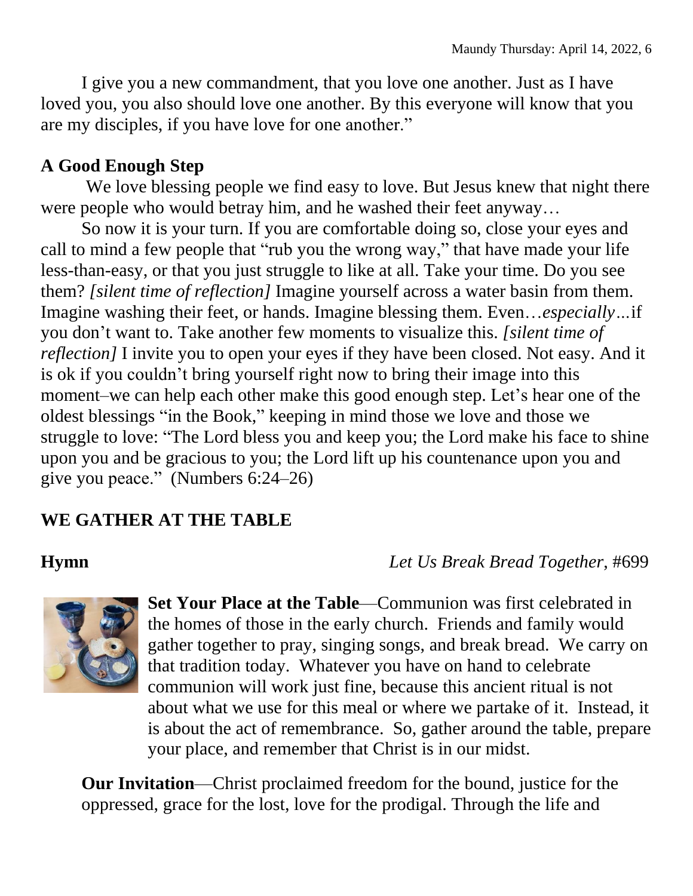I give you a new commandment, that you love one another. Just as I have loved you, you also should love one another. By this everyone will know that you are my disciples, if you have love for one another."

### A Good Enough Step

We love blessing people we find easy to love. But Jesus knew that night there were people who would betray him, and he washed their feet anyway…

So now it is your turn. If you are comfortable doing so, close your eyes and call to mind a few people that "rub you the wrong way," that have made your life less-than-easy, or that you just struggle to like at all. Take your time. Do you see them? *[silent time of reflection]* Imagine yourself across a water basin from them. Imagine washing their feet, or hands. Imagine blessing them. Even…*especially…*if you don't want to. Take another few moments to visualize this. *[silent time of reflection]* I invite you to open your eyes if they have been closed. Not easy. And it is ok if you couldn't bring yourself right now to bring their image into this moment–we can help each other make this good enough step. Let's hear one of the oldest blessings "in the Book," keeping in mind those we love and those we struggle to love: "The Lord bless you and keep you; the Lord make his face to shine upon you and be gracious to you; the Lord lift up his countenance upon you and give you peace." (Numbers 6:24–26)

## WE GATHER AT THE TABLE

**Hymn** *Let Us Break Bread Together*, #699

**Set Your Place at the Table**—Communion was first celebrated in the homes of those in the early church. Friends and family would gather together to pray, singing songs, and break bread. We carry on that tradition today. Whatever you have on hand to celebrate communion will work just fine, because this ancient ritual is not about what we use for this meal or where we partake of it. Instead, it is about the act of remembrance. So, gather around the table, prepare your place, and remember that Christ is in our midst.

**Our Invitation**—Christ proclaimed freedom for the bound, justice for the oppressed, grace for the lost, love for the prodigal. Through the life and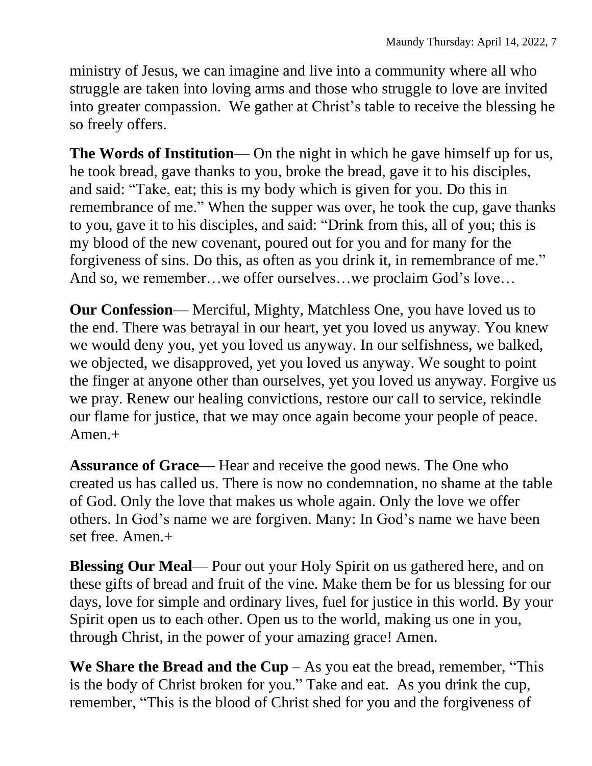ministry of Jesus, we can imagine and live into a community where all who struggle are taken into loving arms and those who struggle to love are invited into greater compassion. We gather at Christ's table to receive the blessing he so freely offers.

**The Words of Institution**— On the night in which he gave himself up for us, he took bread, gave thanks to you, broke the bread, gave it to his disciples, and said: "Take, eat; this is my body which is given for you. Do this in remembrance of me." When the supper was over, he took the cup, gave thanks to you, gave it to his disciples, and said: "Drink from this, all of you; this is my blood of the new covenant, poured out for you and for many for the forgiveness of sins. Do this, as often as you drink it, in remembrance of me." And so, we remember…we offer ourselves…we proclaim God's love…

**Our Confession**— Merciful, Mighty, Matchless One, you have loved us to the end. There was betrayal in our heart, yet you loved us anyway. You knew we would deny you, yet you loved us anyway. In our selfishness, we balked, we objected, we disapproved, yet you loved us anyway. We sought to point the finger at anyone other than ourselves, yet you loved us anyway. Forgive us we pray. Renew our healing convictions, restore our call to service, rekindle our flame for justice, that we may once again become your people of peace. Amen.+

**Assurance of Grace—** Hear and receive the good news. The One who created us has called us. There is now no condemnation, no shame at the table of God. Only the love that makes us whole again. Only the love we offer others. In God's name we are forgiven. Many: In God's name we have been set free. Amen.+

**Blessing Our Meal**— Pour out your Holy Spirit on us gathered here, and on these gifts of bread and fruit of the vine. Make them be for us blessing for our days, love for simple and ordinary lives, fuel for justice in this world. By your Spirit open us to each other. Open us to the world, making us one in you, through Christ, in the power of your amazing grace! Amen.

**We Share the Bread and the Cup** – As you eat the bread, remember, "This is the body of Christ broken for you." Take and eat. As you drink the cup, remember, "This is the blood of Christ shed for you and the forgiveness of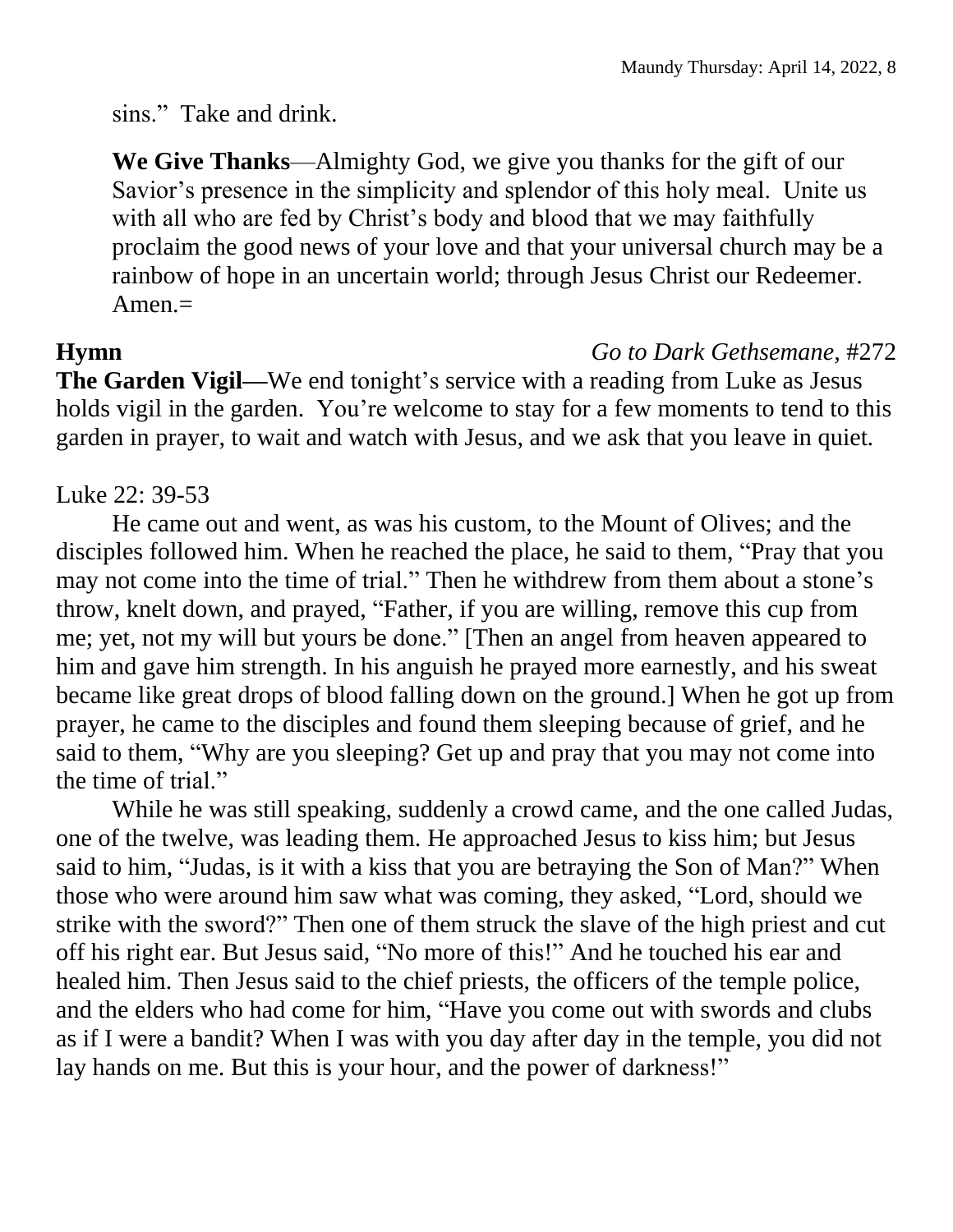sins." Take and drink.

**We Give Thanks**—Almighty God, we give you thanks for the gift of our Savior's presence in the simplicity and splendor of this holy meal. Unite us with all who are fed by Christ's body and blood that we may faithfully proclaim the good news of your love and that your universal church may be a rainbow of hope in an uncertain world; through Jesus Christ our Redeemer. Amen.=

**Hymn** *Go to Dark Gethsemane,* #272

**The Garden Vigil—**We end tonight's service with a reading from Luke as Jesus holds vigil in the garden. You're welcome to stay for a few moments to tend to this garden in prayer, to wait and watch with Jesus, and we ask that you leave in quiet.

Luke 22: 39-53

He came out and went, as was his custom, to the Mount of Olives; and the disciples followed him. When he reached the place, he said to them, "Pray that you may not come into the time of trial." Then he withdrew from them about a stone's throw, knelt down, and prayed, "Father, if you are willing, remove this cup from me; yet, not my will but yours be done." [Then an angel from heaven appeared to him and gave him strength. In his anguish he prayed more earnestly, and his sweat became like great drops of blood falling down on the ground.] When he got up from prayer, he came to the disciples and found them sleeping because of grief, and he said to them, "Why are you sleeping? Get up and pray that you may not come into the time of trial."

While he was still speaking, suddenly a crowd came, and the one called Judas, one of the twelve, was leading them. He approached Jesus to kiss him; but Jesus said to him, "Judas, is it with a kiss that you are betraying the Son of Man?" When those who were around him saw what was coming, they asked, "Lord, should we strike with the sword?" Then one of them struck the slave of the high priest and cut off his right ear. But Jesus said, "No more of this!" And he touched his ear and healed him. Then Jesus said to the chief priests, the officers of the temple police, and the elders who had come for him, "Have you come out with swords and clubs as if I were a bandit? When I was with you day after day in the temple, you did not lay hands on me. But this is your hour, and the power of darkness!"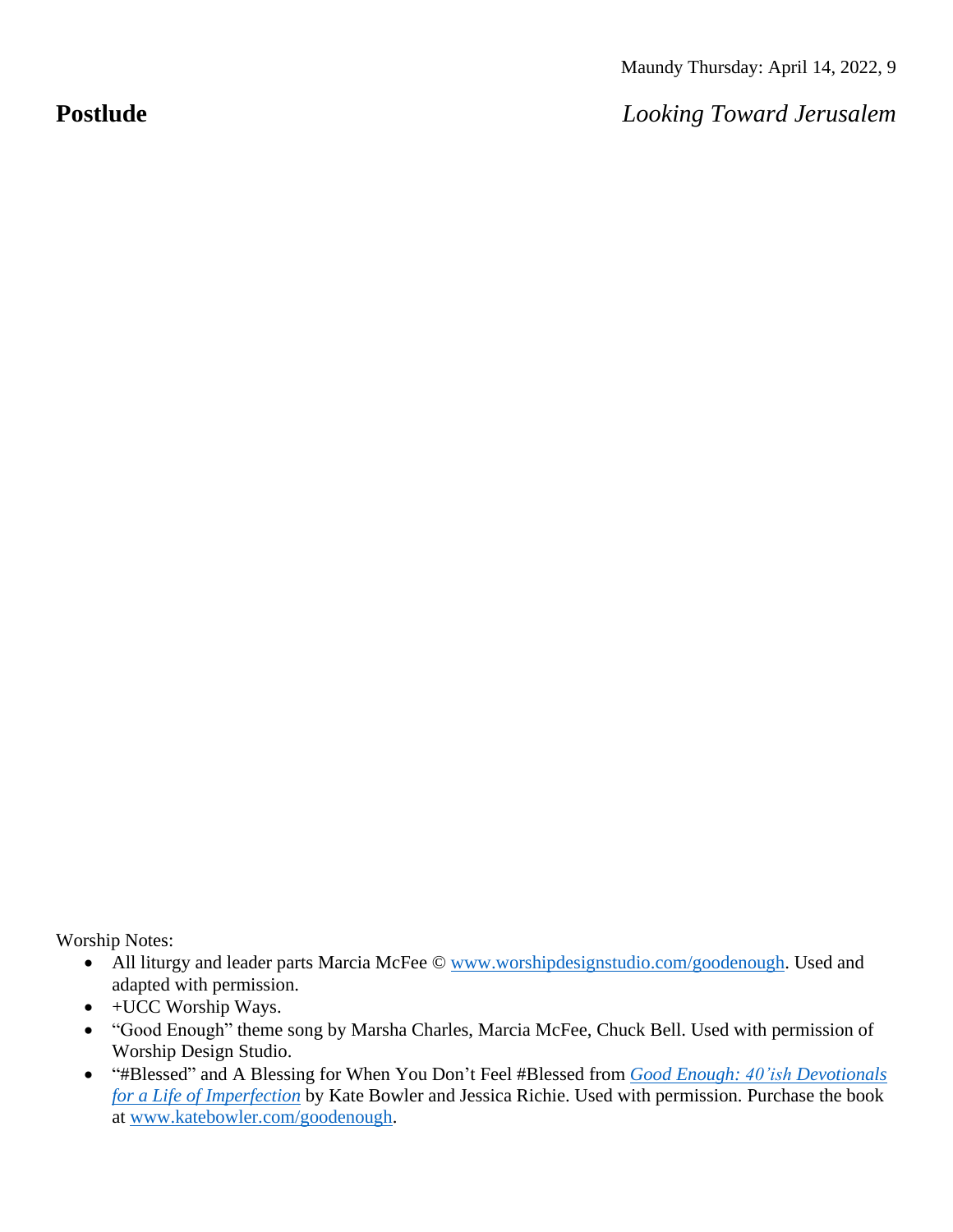**Postlude** *Looking Toward Jerusalem*

Worship Notes:

- All liturgy and leader parts Marcia McFee © [www.worshipdesignstudio.com/goodenough](www.worshipdesignstudio.com/goodenough). Used and adapted with permission.
- +UCC Worship Ways.
- "Good Enough" theme song by Marsha Charles, Marcia McFee, Chuck Bell. Used with permission of Worship Design Studio.
- "#Blessed" and A Blessing for When You Don't Feel #Blessed from *Good Enough: 40'ish Devotionals for a Life of Imperfection* by Kate Bowler and Jessica Richie. Used with permission. Purchase the book at [www.katebowler.com/goodenough](www.katebowler.com/goodenough).